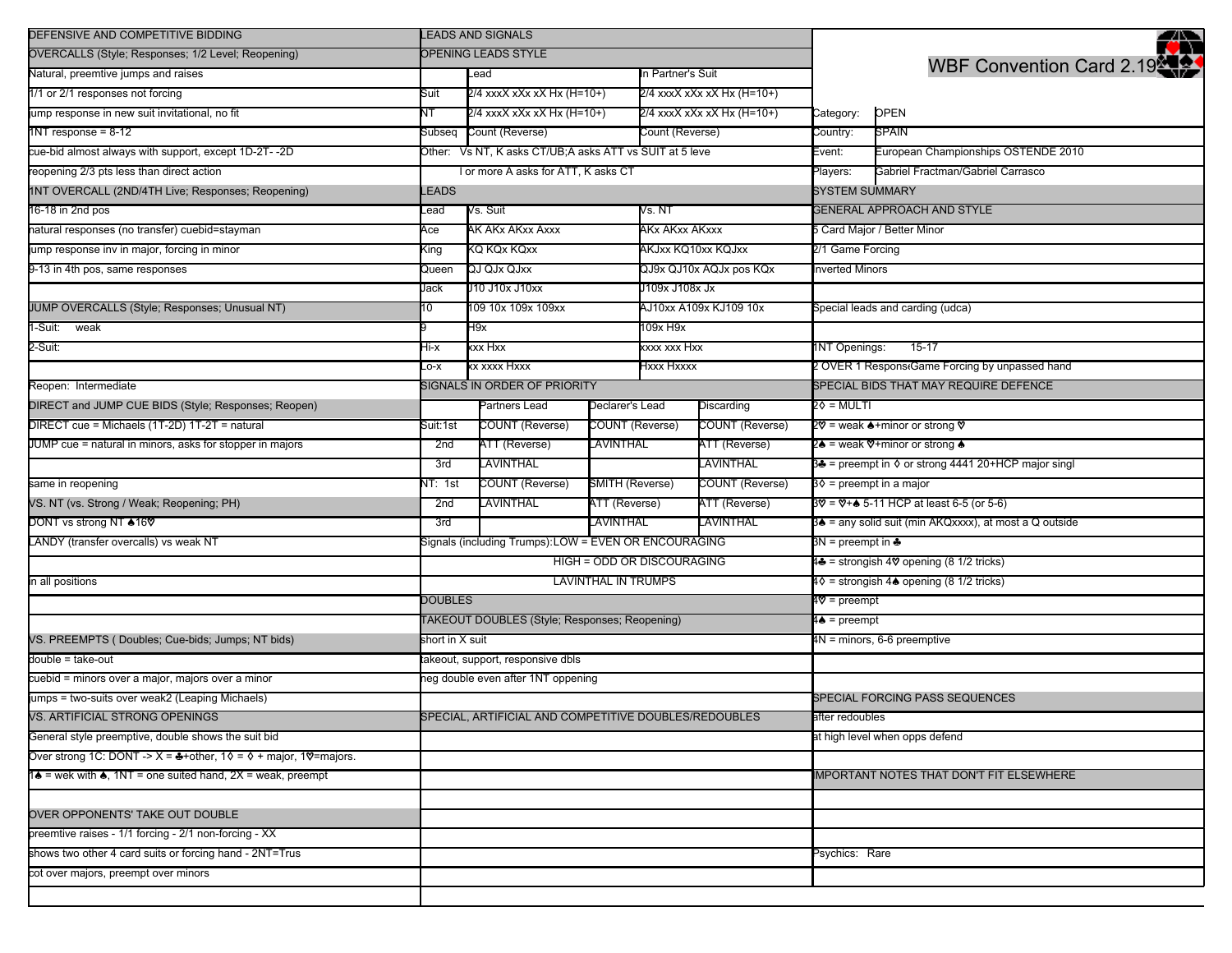# WBF Convention Card 2.19

| | |
|---|---|
| Category: | OPEN |
| Country: | SPAIN |
| Event: | European Championships OSTENDE 2010 |
| Players: | Gabriel Fractman/Gabriel Carrasco |

## SYSTEM SUMMARY

### GENERAL APPROACH AND STYLE

5 Card Major / Better Minor

2/1 Game Forcing

Inverted Minors

Special leads and carding (udca)

1NT Openings: 15-17

2 OVER 1 Respons Game Forcing by unpassed hand

### SPECIAL BIDS THAT MAY REQUIRE DEFENCE

2♦ = MULTI

2♥ = weak ♠+minor or strong ♥

2♠ = weak ♥+minor or strong ♠

3♣ = preempt in ♦ or strong 4441 20+HCP major singl

3♦ = preempt in a major

3♥ = ♥+♠ 5-11 HCP at least 6-5 (or 5-6)

3♠ = any solid suit (min AKQxxxx), at most a Q outside

3N = preempt in ♣

4♣ = strongish 4♥ opening (8 1/2 tricks)

4♦ = strongish 4♠ opening (8 1/2 tricks)

4♥ = preempt

4♠ = preempt

4N = minors, 6-6 preemptive

### SPECIAL FORCING PASS SEQUENCES

after redoubles

at high level when opps defend

### IMPORTANT NOTES THAT DON'T FIT ELSEWHERE

Psychics: Rare

## DEFENSIVE AND COMPETITIVE BIDDING

### OVERCALLS (Style; Responses; 1/2 Level; Reopening)

Natural, preemtive jumps and raises

1/1 or 2/1 responses not forcing

jump response in new suit invitational, no fit

1NT response = 8-12

cue-bid almost always with support, except 1D-2T- -2D

reopening 2/3 pts less than direct action

### 1NT OVERCALL (2ND/4TH Live; Responses; Reopening)

16-18 in 2nd pos

natural responses (no transfer) cuebid=stayman

jump response inv in major, forcing in minor

9-13 in 4th pos, same responses

### JUMP OVERCALLS (Style; Responses; Unusual NT)

1-Suit: weak

2-Suit:

Reopen: Intermediate

### DIRECT and JUMP CUE BIDS (Style; Responses; Reopen)

DIRECT cue = Michaels (1T-2D) 1T-2T = natural

JUMP cue = natural in minors, asks for stopper in majors

same in reopening

### VS. NT (vs. Strong / Weak; Reopening; PH)

DONT vs strong NT ♠16♥

LANDY (transfer overcalls) vs weak NT

in all positions

### VS. PREEMPTS ( Doubles; Cue-bids; Jumps; NT bids)

double = take-out

cuebid = minors over a major, majors over a minor

jumps = two-suits over weak2 (Leaping Michaels)

### VS. ARTIFICIAL STRONG OPENINGS

General style preemptive, double shows the suit bid

Over strong 1C: DONT -> X = ♣+other, 1♦ = ♦ + major, 1♥=majors.

1♠ = wek with ♠, 1NT = one suited hand, 2X = weak, preempt

### OVER OPPONENTS' TAKE OUT DOUBLE

preemtive raises - 1/1 forcing - 2/1 non-forcing - XX

shows two other 4 card suits or forcing hand - 2NT=Trus

cot over majors, preempt over minors

## LEADS AND SIGNALS

### OPENING LEADS STYLE

| | Lead | In Partner's Suit |
|---|---|---|
| Suit | 2/4 xxxX xXx xX Hx (H=10+) | 2/4 xxxX xXx xX Hx (H=10+) |
| NT | 2/4 xxxX xXx xX Hx (H=10+) | 2/4 xxxX xXx xX Hx (H=10+) |
| Subseq | Count (Reverse) | Count (Reverse) |

Other: Vs NT, K asks CT/UB;A asks ATT vs SUIT at 5 leve

l or more A asks for ATT, K asks CT

### LEADS

| Lead | Vs. Suit | Vs. NT |
|---|---|---|
| Ace | AK AKx AKxx Axxx | AKx AKxx AKxxx |
| King | KQ KQx KQxx | AKJxx KQ10xx KQJxx |
| Queen | QJ QJx QJxx | QJ9x QJ10x AQJx pos KQx |
| Jack | J10 J10x J10xx | J109x J108x Jx |
| 10 | 109 10x 109x 109xx | AJ10xx A109x KJ109 10x |
| 9 | H9x | 109x H9x |
| Hi-x | xxx Hxx | xxxx xxx Hxx |
| Lo-x | xx xxxx Hxxx | Hxxx Hxxxx |

### SIGNALS IN ORDER OF PRIORITY

| | | Partners Lead | Declarer's Lead | Discarding |
|---|---|---|---|---|
| Suit: | 1st | COUNT (Reverse) | COUNT (Reverse) | COUNT (Reverse) |
| | 2nd | ATT (Reverse) | LAVINTHAL | ATT (Reverse) |
| | 3rd | LAVINTHAL | | LAVINTHAL |
| NT: | 1st | COUNT (Reverse) | SMITH (Reverse) | COUNT (Reverse) |
| | 2nd | LAVINTHAL | ATT (Reverse) | ATT (Reverse) |
| | 3rd | | LAVINTHAL | LAVINTHAL |

Signals (including Trumps): LOW = EVEN OR ENCOURAGING

HIGH = ODD OR DISCOURAGING

LAVINTHAL IN TRUMPS

## DOUBLES

### TAKEOUT DOUBLES (Style; Responses; Reopening)

short in X suit

takeout, support, responsive dbls

neg double even after 1NT oppening

### SPECIAL, ARTIFICIAL AND COMPETITIVE DOUBLES/REDOUBLES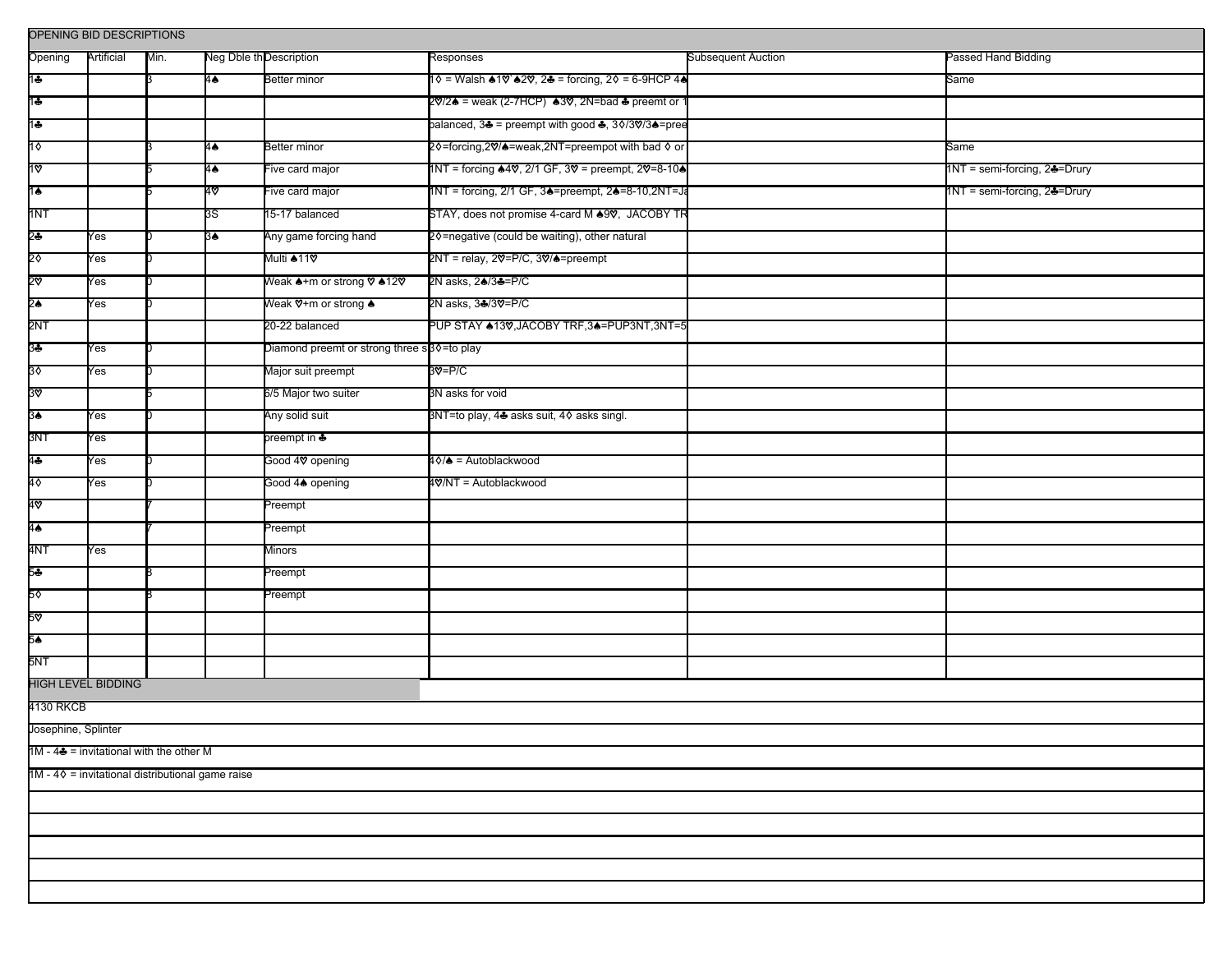## OPENING BID DESCRIPTIONS

| Opening | Artificial | Min. | Neg Dble thru | Description | Responses | Subsequent Auction | Passed Hand Bidding |
|---|---|---|---|---|---|---|---|
| 1♣ | | 3 | 4♠ | Better minor | 1◊ = Walsh ♠1♡`♠2♡, 2♣ = forcing, 2◊ = 6-9HCP 4♠ | | Same |
| 1♣ | | | | | 2♡/2♠ = weak (2-7HCP) ♠3♡, 2N=bad ♣ preemt or 1 | | |
| 1♣ | | | | | balanced, 3♣ = preempt with good ♣, 3◊/3♡/3♠=pree | | |
| 1◊ | | 3 | 4♠ | Better minor | 2◊=forcing,2♡/♠=weak,2NT=preempot with bad ◊ or | | Same |
| 1♡ | | 5 | 4♠ | Five card major | 1NT = forcing ♠4♡, 2/1 GF, 3♡ = preempt, 2♡=8-10♠ | | 1NT = semi-forcing, 2♣=Drury |
| 1♠ | | 5 | 4♡ | Five card major | 1NT = forcing, 2/1 GF, 3♠=preempt, 2♠=8-10,2NT=Ja | | 1NT = semi-forcing, 2♣=Drury |
| 1NT | | | 3S | 15-17 balanced | STAY, does not promise 4-card M ♠9♡, JACOBY TR | | |
| 2♣ | Yes | 0 | 3♠ | Any game forcing hand | 2◊=negative (could be waiting), other natural | | |
| 2◊ | Yes | 0 | | Multi ♠11♡ | 2NT = relay, 2♡=P/C, 3♡/♠=preempt | | |
| 2♡ | Yes | 0 | | Weak ♠+m or strong ♡ ♠12♡ | 2N asks, 2♠/3♣=P/C | | |
| 2♠ | Yes | 0 | | Weak ♡+m or strong ♠ | 2N asks, 3♣/3♡=P/C | | |
| 2NT | | | | 20-22 balanced | PUP STAY ♠13♡,JACOBY TRF,3♠=PUP3NT,3NT=5 | | |
| 3♣ | Yes | 0 | | Diamond preemt or strong three s | 3◊=to play | | |
| 3◊ | Yes | 0 | | Major suit preempt | 3♡=P/C | | |
| 3♡ | | 5 | | 6/5 Major two suiter | 3N asks for void | | |
| 3♠ | Yes | 0 | | Any solid suit | 3NT=to play, 4♣ asks suit, 4◊ asks singl. | | |
| 3NT | Yes | | | preempt in ♣ | | | |
| 4♣ | Yes | 0 | | Good 4♡ opening | 4◊/♠ = Autoblackwood | | |
| 4◊ | Yes | 0 | | Good 4♠ opening | 4♡/NT = Autoblackwood | | |
| 4♡ | | 7 | | Preempt | | | |
| 4♠ | | 7 | | Preempt | | | |
| 4NT | Yes | | | Minors | | | |
| 5♣ | | 8 | | Preempt | | | |
| 5◊ | | 8 | | Preempt | | | |
| 5♡ | | | | | | | |
| 5♠ | | | | | | | |
| 5NT | | | | | | | |

## HIGH LEVEL BIDDING

4130 RKCB

Josephine, Splinter

1M - 4♣ = invitational with the other M

1M - 4◊ = invitational distributional game raise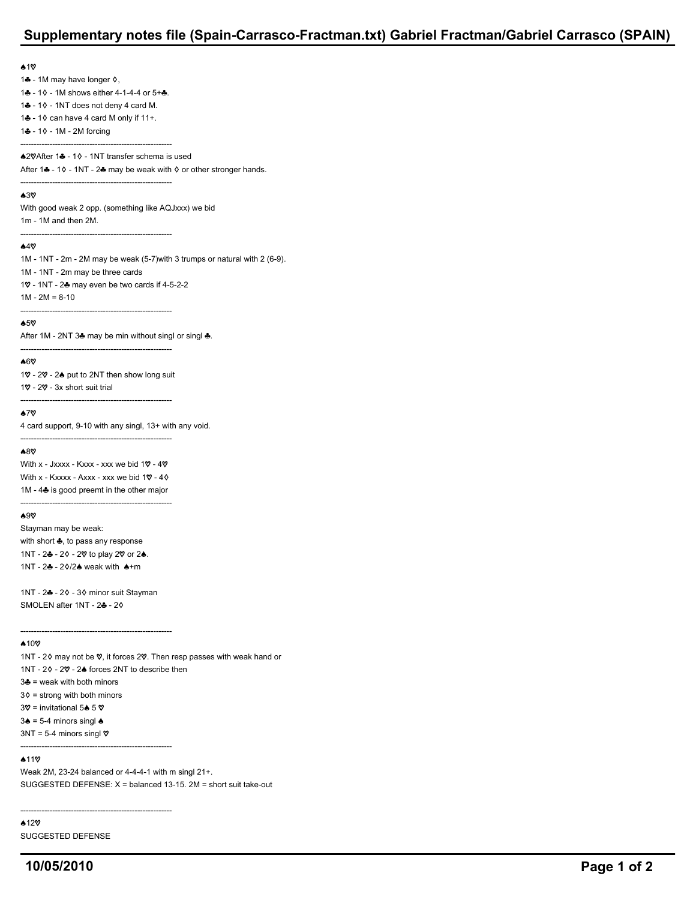# Supplementary notes file (Spain-Carrasco-Fractman.txt) Gabriel Fractman/Gabriel Carrasco (SPAIN)

♠1♡

1♣ - 1M may have longer ◊,

1♣ - 1◊ - 1M shows either 4-1-4-4 or 5+♣.

1♣ - 1◊ - 1NT does not deny 4 card M.

1♣ - 1◊ can have 4 card M only if 11+.

1♣ - 1◊ - 1M - 2M forcing

---

♠2♡After 1♣ - 1◊ - 1NT transfer schema is used

After 1♣ - 1◊ - 1NT - 2♣ may be weak with ◊ or other stronger hands.

---

♠3♡

With good weak 2 opp. (something like AQJxxx) we bid

1m - 1M and then 2M.

---

♠4♡

1M - 1NT - 2m - 2M may be weak (5-7)with 3 trumps or natural with 2 (6-9).

1M - 1NT - 2m may be three cards

1♡ - 1NT - 2♣ may even be two cards if 4-5-2-2

1M - 2M = 8-10

---

♠5♡

After 1M - 2NT 3♣ may be min without singl or singl ♣.

---

♠6♡

1♡ - 2♡ - 2♠ put to 2NT then show long suit

1♡ - 2♡ - 3x short suit trial

---

♠7♡

4 card support, 9-10 with any singl, 13+ with any void.

---

♠8♡

With x - Jxxxx - Kxxx - xxx we bid 1♡ - 4♡

With x - Kxxxx - Axxx - xxx we bid 1♡ - 4◊

1M - 4♣ is good preemt in the other major

---

♠9♡

Stayman may be weak:

with short ♣, to pass any response

1NT - 2♣ - 2◊ - 2♡ to play 2♡ or 2♠.

1NT - 2♣ - 2◊/2♠ weak with ♠+m

1NT - 2♣ - 2◊ - 3◊ minor suit Stayman

SMOLEN after 1NT - 2♣ - 2◊

---

♠10♡

1NT - 2◊ may not be ♡, it forces 2♡. Then resp passes with weak hand or

1NT - 2◊ - 2♡ - 2♠ forces 2NT to describe then

3♣ = weak with both minors

3◊ = strong with both minors

3♡ = invitational 5♠ 5 ♡

3♠ = 5-4 minors singl ♠

3NT = 5-4 minors singl ♡

---

♠11♡

Weak 2M, 23-24 balanced or 4-4-4-1 with m singl 21+.

SUGGESTED DEFENSE: X = balanced 13-15. 2M = short suit take-out

---

♠12♡

SUGGESTED DEFENSE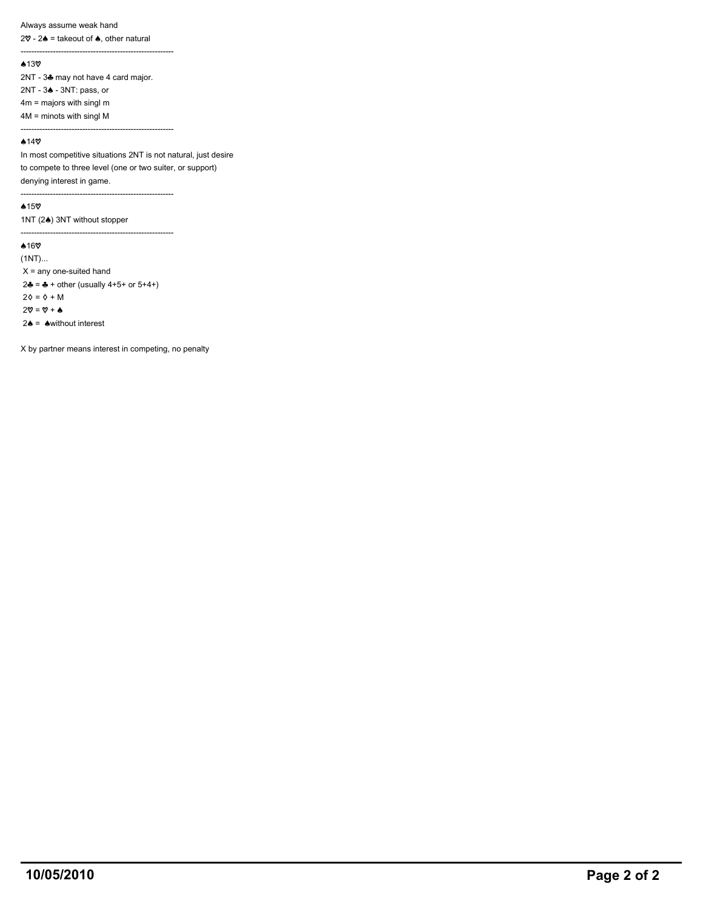Always assume weak hand

2♡ - 2♠ = takeout of ♠, other natural

---------------------------------------------------------

♠13♡

2NT - 3♣ may not have 4 card major.

2NT - 3♠ - 3NT: pass, or

4m = majors with singl m

4M = minots with singl M

---------------------------------------------------------

♠14♡

In most competitive situations 2NT is not natural, just desire to compete to three level (one or two suiter, or support) denying interest in game.

---------------------------------------------------------

♠15♡

1NT (2♠) 3NT without stopper

---------------------------------------------------------

♠16♡

(1NT)...

X = any one-suited hand

2♣ = ♣ + other (usually 4+5+ or 5+4+)

2◊ = ◊ + M

2♡ = ♡ + ♠

2♠ = ♠without interest

X by partner means interest in competing, no penalty